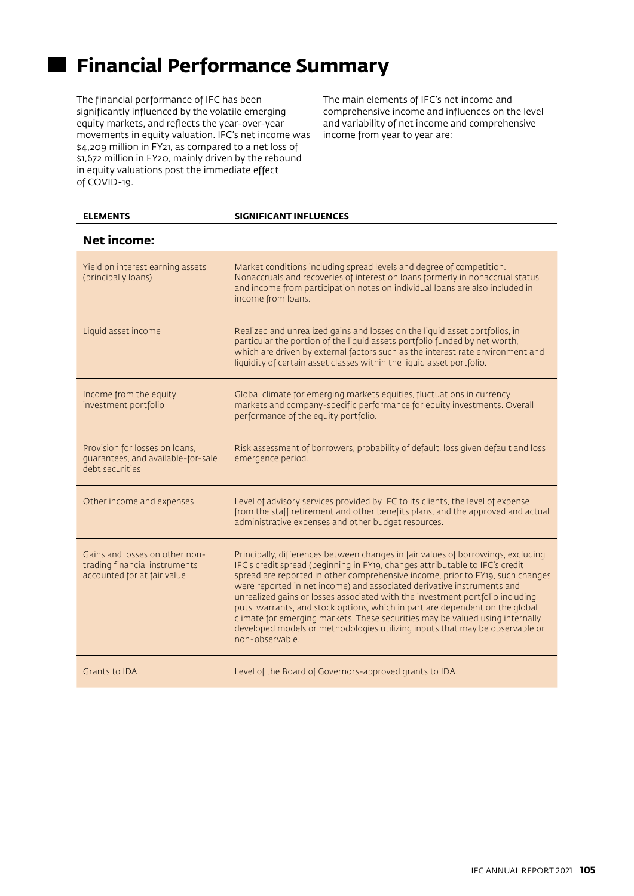# Financial Performance Summary

The financial performance of IFC has been significantly influenced by the volatile emerging equity markets, and reflects the year-over-year movements in equity valuation. IFC's net income was $4,209 million in FY21, as compared to a net loss of $1,672 million in FY20, mainly driven by the rebound in equity valuations post the immediate effect of COVID-19.

The main elements of IFC's net income and comprehensive income and influences on the level and variability of net income and comprehensive income from year to year are:

| ELEMENTS | SIGNIFICANT INFLUENCES |
|---|---|
| **Net income:** | |
| Yield on interest earning assets (principally loans) | Market conditions including spread levels and degree of competition. Nonaccruals and recoveries of interest on loans formerly in nonaccrual status and income from participation notes on individual loans are also included in income from loans. |
| Liquid asset income | Realized and unrealized gains and losses on the liquid asset portfolios, in particular the portion of the liquid assets portfolio funded by net worth, which are driven by external factors such as the interest rate environment and liquidity of certain asset classes within the liquid asset portfolio. |
| Income from the equity investment portfolio | Global climate for emerging markets equities, fluctuations in currency markets and company-specific performance for equity investments. Overall performance of the equity portfolio. |
| Provision for losses on loans, guarantees, and available-for-sale debt securities | Risk assessment of borrowers, probability of default, loss given default and loss emergence period. |
| Other income and expenses | Level of advisory services provided by IFC to its clients, the level of expense from the staff retirement and other benefits plans, and the approved and actual administrative expenses and other budget resources. |
| Gains and losses on other non-trading financial instruments accounted for at fair value | Principally, differences between changes in fair values of borrowings, excluding IFC's credit spread (beginning in FY19, changes attributable to IFC's credit spread are reported in other comprehensive income, prior to FY19, such changes were reported in net income) and associated derivative instruments and unrealized gains or losses associated with the investment portfolio including puts, warrants, and stock options, which in part are dependent on the global climate for emerging markets. These securities may be valued using internally developed models or methodologies utilizing inputs that may be observable or non-observable. |
| Grants to IDA | Level of the Board of Governors-approved grants to IDA. |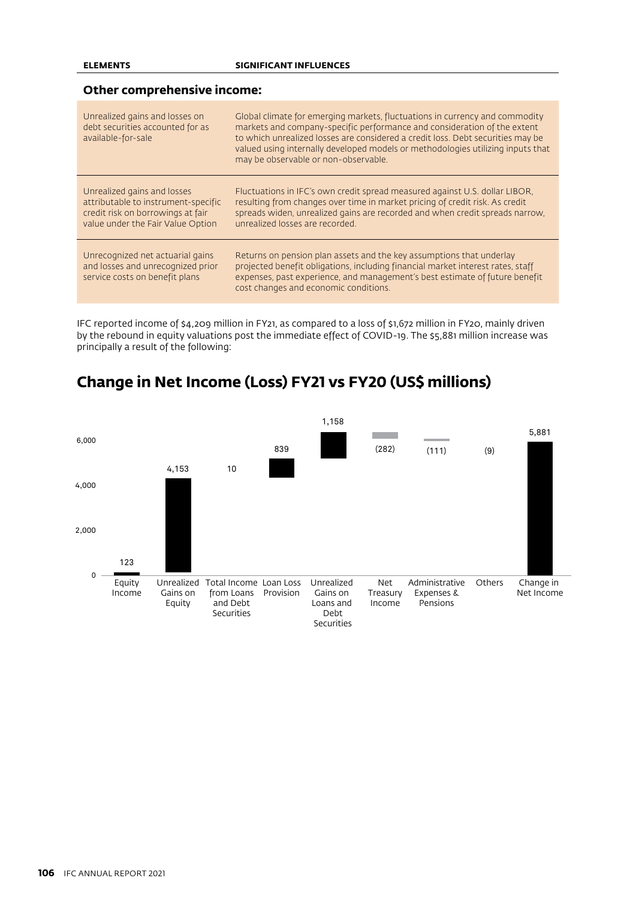| ELEMENTS | SIGNIFICANT INFLUENCES |
|---|---|
| **Other comprehensive income:** | |
| Unrealized gains and losses on debt securities accounted for as available-for-sale | Global climate for emerging markets, fluctuations in currency and commodity markets and company-specific performance and consideration of the extent to which unrealized losses are considered a credit loss. Debt securities may be valued using internally developed models or methodologies utilizing inputs that may be observable or non-observable. |
| Unrealized gains and losses attributable to instrument-specific credit risk on borrowings at fair value under the Fair Value Option | Fluctuations in IFC's own credit spread measured against U.S. dollar LIBOR, resulting from changes over time in market pricing of credit risk. As credit spreads widen, unrealized gains are recorded and when credit spreads narrow, unrealized losses are recorded. |
| Unrecognized net actuarial gains and losses and unrecognized prior service costs on benefit plans | Returns on pension plan assets and the key assumptions that underlay projected benefit obligations, including financial market interest rates, staff expenses, past experience, and management's best estimate of future benefit cost changes and economic conditions. |

IFC reported income of $4,209 million in FY21, as compared to a loss of $1,672 million in FY20, mainly driven by the rebound in equity valuations post the immediate effect of COVID-19. The $5,881 million increase was principally a result of the following:

## Change in Net Income (Loss) FY21 vs FY20 (US$ millions)

6,000
4,000
2,000
0

Equity Income: 123
Unrealized Gains on Equity: 4,153
Total Income from Loans and Debt Securities: 10
Loan Loss Provision: 839
Unrealized Gains on Loans and Debt Securities: 1,158
Net Treasury Income: (282)
Administrative Expenses & Pensions: (111)
Others: (9)
Change in Net Income: 5,881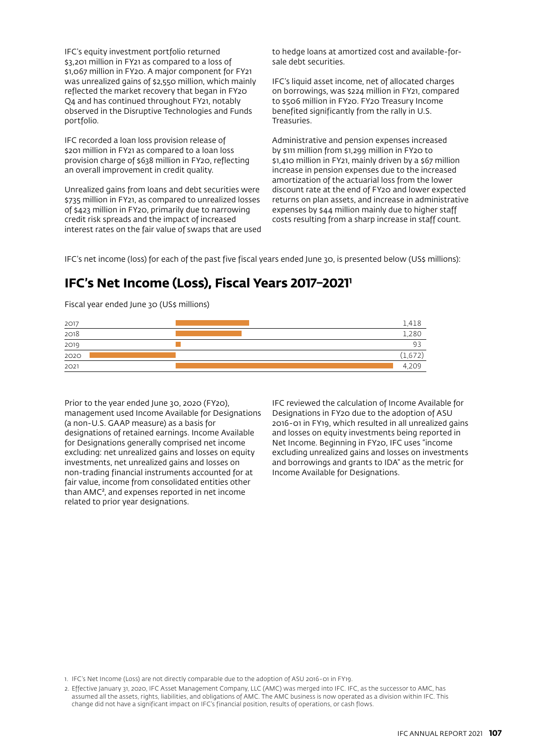IFC's equity investment portfolio returned $3,201 million in FY21 as compared to a loss of $1,067 million in FY20. A major component for FY21 was unrealized gains of $2,550 million, which mainly reflected the market recovery that began in FY20 Q4 and has continued throughout FY21, notably observed in the Disruptive Technologies and Funds portfolio.

IFC recorded a loan loss provision release of $201 million in FY21 as compared to a loan loss provision charge of $638 million in FY20, reflecting an overall improvement in credit quality.

Unrealized gains from loans and debt securities were $735 million in FY21, as compared to unrealized losses of $423 million in FY20, primarily due to narrowing credit risk spreads and the impact of increased interest rates on the fair value of swaps that are used to hedge loans at amortized cost and available-for-sale debt securities.

IFC's liquid asset income, net of allocated charges on borrowings, was $224 million in FY21, compared to $506 million in FY20. FY20 Treasury Income benefited significantly from the rally in U.S. Treasuries.

Administrative and pension expenses increased by $111 million from $1,299 million in FY20 to $1,410 million in FY21, mainly driven by a $67 million increase in pension expenses due to the increased amortization of the actuarial loss from the lower discount rate at the end of FY20 and lower expected returns on plan assets, and increase in administrative expenses by $44 million mainly due to higher staff costs resulting from a sharp increase in staff count.

IFC's net income (loss) for each of the past five fiscal years ended June 30, is presented below (US$ millions):

## IFC's Net Income (Loss), Fiscal Years 2017–2021[1]

Fiscal year ended June 30 (US$ millions)

2017 1,418
2018 1,280
2019 93
2020 (1,672)
2021 4,209

Prior to the year ended June 30, 2020 (FY20), management used Income Available for Designations (a non-U.S. GAAP measure) as a basis for designations of retained earnings. Income Available for Designations generally comprised net income excluding: net unrealized gains and losses on equity investments, net unrealized gains and losses on non-trading financial instruments accounted for at fair value, income from consolidated entities other than AMC[2], and expenses reported in net income related to prior year designations.

IFC reviewed the calculation of Income Available for Designations in FY20 due to the adoption of ASU 2016-01 in FY19, which resulted in all unrealized gains and losses on equity investments being reported in Net Income. Beginning in FY20, IFC uses "income excluding unrealized gains and losses on investments and borrowings and grants to IDA" as the metric for Income Available for Designations.

1. IFC's Net Income (Loss) are not directly comparable due to the adoption of ASU 2016-01 in FY19.

2. Effective January 31, 2020, IFC Asset Management Company, LLC (AMC) was merged into IFC. IFC, as the successor to AMC, has assumed all the assets, rights, liabilities, and obligations of AMC. The AMC business is now operated as a division within IFC. This change did not have a significant impact on IFC's financial position, results of operations, or cash flows.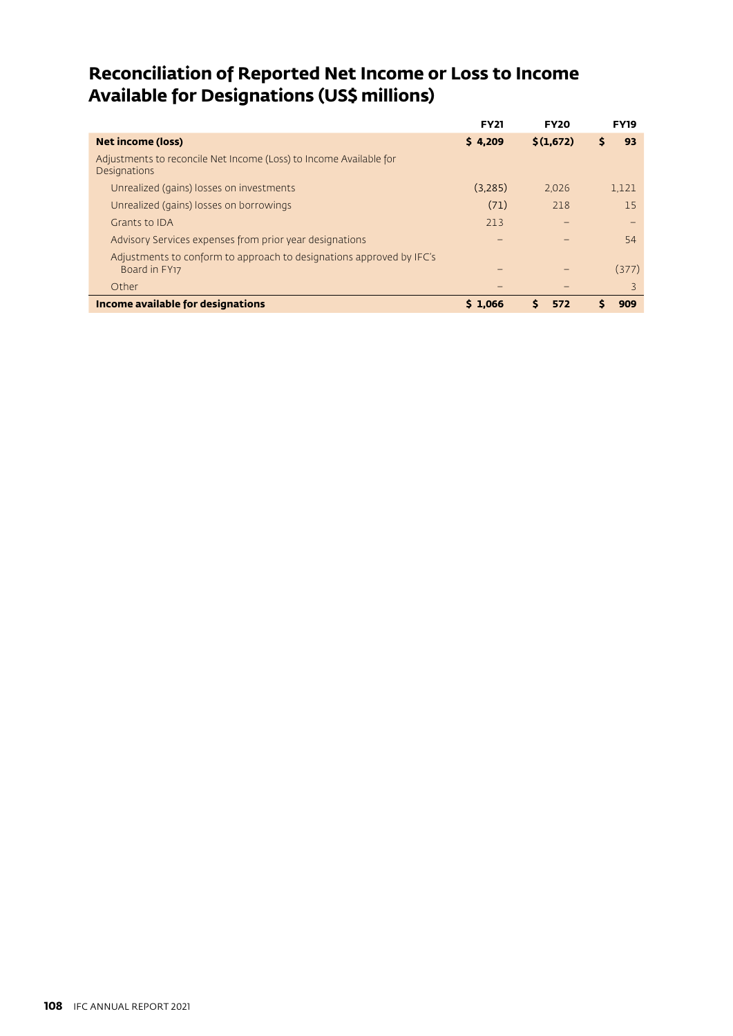## Reconciliation of Reported Net Income or Loss to Income Available for Designations (US$ millions)

| | FY21 | FY20 | FY19 |
|---|---|---|---|
| **Net income (loss)** | **$ 4,209** | **$ (1,672)** | **$ 93** |
| Adjustments to reconcile Net Income (Loss) to Income Available for Designations | | | |
| Unrealized (gains) losses on investments | (3,285) | 2,026 | 1,121 |
| Unrealized (gains) losses on borrowings | (71) | 218 | 15 |
| Grants to IDA | 213 | – | – |
| Advisory Services expenses from prior year designations | – | – | 54 |
| Adjustments to conform to approach to designations approved by IFC's Board in FY17 | – | – | (377) |
| Other | – | – | 3 |
| **Income available for designations** | **$ 1,066** | **$ 572** | **$ 909** |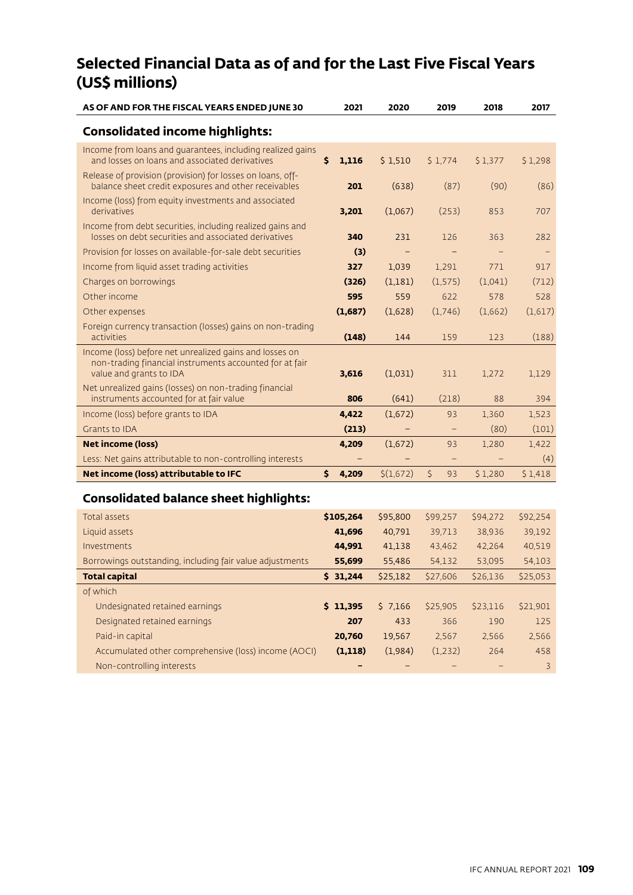# Selected Financial Data as of and for the Last Five Fiscal Years (US$ millions)

| AS OF AND FOR THE FISCAL YEARS ENDED JUNE 30 | 2021 | 2020 | 2019 | 2018 | 2017 |
|---|---|---|---|---|---|
| **Consolidated income highlights:** | | | | | |
| Income from loans and guarantees, including realized gains and losses on loans and associated derivatives | **$ 1,116** | $ 1,510 | $ 1,774 | $ 1,377 | $ 1,298 |
| Release of provision (provision) for losses on loans, off-balance sheet credit exposures and other receivables | **201** | (638) | (87) | (90) | (86) |
| Income (loss) from equity investments and associated derivatives | **3,201** | (1,067) | (253) | 853 | 707 |
| Income from debt securities, including realized gains and losses on debt securities and associated derivatives | **340** | 231 | 126 | 363 | 282 |
| Provision for losses on available-for-sale debt securities | **(3)** | – | – | – | – |
| Income from liquid asset trading activities | **327** | 1,039 | 1,291 | 771 | 917 |
| Charges on borrowings | **(326)** | (1,181) | (1,575) | (1,041) | (712) |
| Other income | **595** | 559 | 622 | 578 | 528 |
| Other expenses | **(1,687)** | (1,628) | (1,746) | (1,662) | (1,617) |
| Foreign currency transaction (losses) gains on non-trading activities | **(148)** | 144 | 159 | 123 | (188) |
| Income (loss) before net unrealized gains and losses on non-trading financial instruments accounted for at fair value and grants to IDA | **3,616** | (1,031) | 311 | 1,272 | 1,129 |
| Net unrealized gains (losses) on non-trading financial instruments accounted for at fair value | **806** | (641) | (218) | 88 | 394 |
| Income (loss) before grants to IDA | **4,422** | (1,672) | 93 | 1,360 | 1,523 |
| Grants to IDA | **(213)** | – | – | (80) | (101) |
| **Net income (loss)** | **4,209** | (1,672) | 93 | 1,280 | 1,422 |
| Less: Net gains attributable to non-controlling interests | – | – | – | – | (4) |
| **Net income (loss) attributable to IFC** | **$ 4,209** | $(1,672) | $ 93 | $ 1,280 | $ 1,418 |
| **Consolidated balance sheet highlights:** | | | | | |
| Total assets | **$105,264** | $95,800 | $99,257 | $94,272 | $92,254 |
| Liquid assets | **41,696** | 40,791 | 39,713 | 38,936 | 39,192 |
| Investments | **44,991** | 41,138 | 43,462 | 42,264 | 40,519 |
| Borrowings outstanding, including fair value adjustments | **55,699** | 55,486 | 54,132 | 53,095 | 54,103 |
| **Total capital** | **$ 31,244** | $25,182 | $27,606 | $26,136 | $25,053 |
| of which | | | | | |
| Undesignated retained earnings | **$ 11,395** | $ 7,166 | $25,905 | $23,116 | $21,901 |
| Designated retained earnings | **207** | 433 | 366 | 190 | 125 |
| Paid-in capital | **20,760** | 19,567 | 2,567 | 2,566 | 2,566 |
| Accumulated other comprehensive (loss) income (AOCI) | **(1,118)** | (1,984) | (1,232) | 264 | 458 |
| Non-controlling interests | **–** | – | – | – | 3 |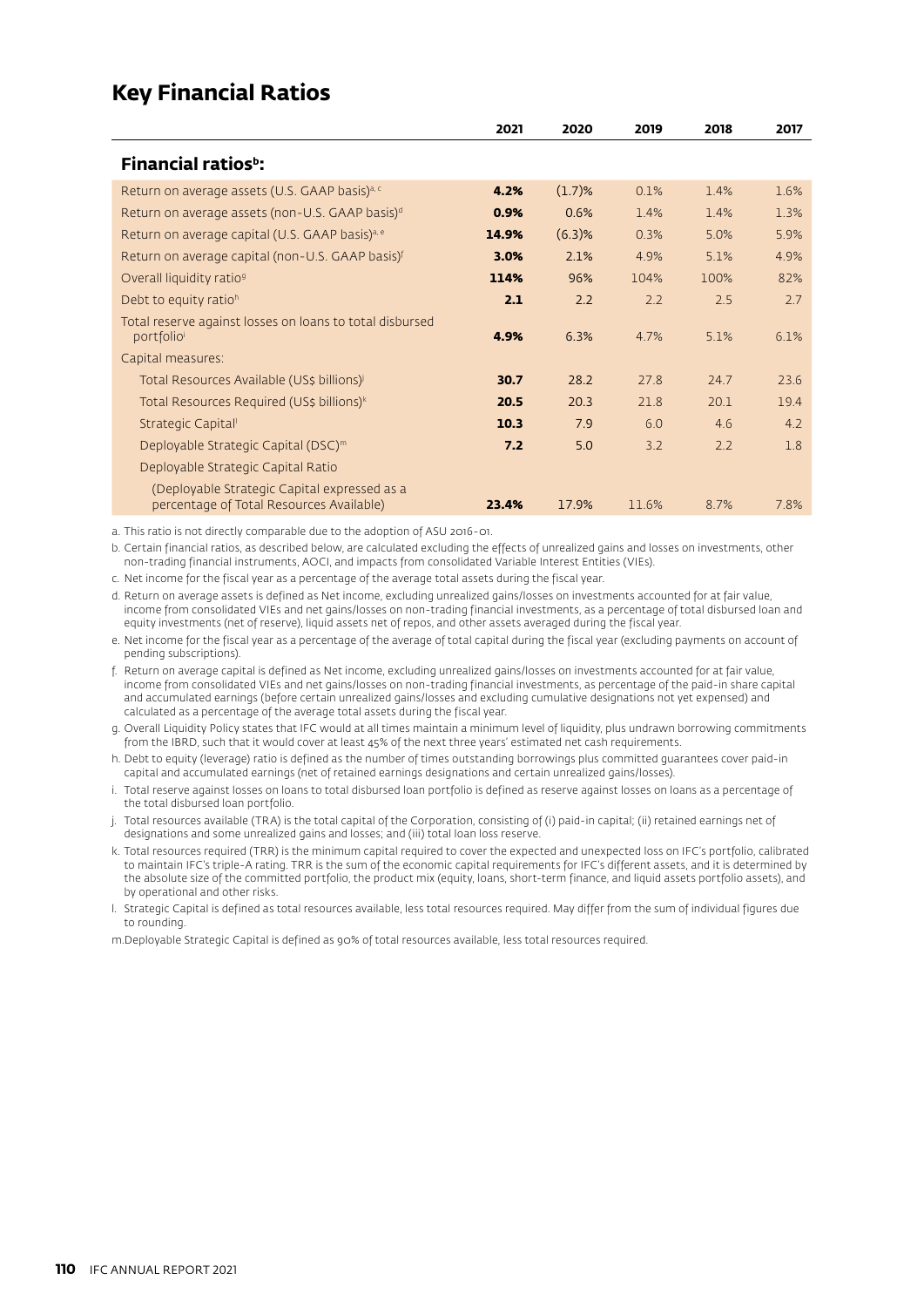# Key Financial Ratios

| | 2021 | 2020 | 2019 | 2018 | 2017 |
|---|---|---|---|---|---|
| **Financial ratios[b]:** | | | | | |
| Return on average assets (U.S. GAAP basis)[a, c] | **4.2%** | (1.7)% | 0.1% | 1.4% | 1.6% |
| Return on average assets (non-U.S. GAAP basis)[d] | **0.9%** | 0.6% | 1.4% | 1.4% | 1.3% |
| Return on average capital (U.S. GAAP basis)[a, e] | **14.9%** | (6.3)% | 0.3% | 5.0% | 5.9% |
| Return on average capital (non-U.S. GAAP basis)[f] | **3.0%** | 2.1% | 4.9% | 5.1% | 4.9% |
| Overall liquidity ratio[g] | **114%** | 96% | 104% | 100% | 82% |
| Debt to equity ratio[h] | **2.1** | 2.2 | 2.2 | 2.5 | 2.7 |
| Total reserve against losses on loans to total disbursed portfolio[i] | **4.9%** | 6.3% | 4.7% | 5.1% | 6.1% |
| Capital measures: | | | | | |
| Total Resources Available (US$ billions)[j] | **30.7** | 28.2 | 27.8 | 24.7 | 23.6 |
| Total Resources Required (US$ billions)[k] | **20.5** | 20.3 | 21.8 | 20.1 | 19.4 |
| Strategic Capital[l] | **10.3** | 7.9 | 6.0 | 4.6 | 4.2 |
| Deployable Strategic Capital (DSC)[m] | **7.2** | 5.0 | 3.2 | 2.2 | 1.8 |
| Deployable Strategic Capital Ratio (Deployable Strategic Capital expressed as a percentage of Total Resources Available) | **23.4%** | 17.9% | 11.6% | 8.7% | 7.8% |

a. This ratio is not directly comparable due to the adoption of ASU 2016-01.

b. Certain financial ratios, as described below, are calculated excluding the effects of unrealized gains and losses on investments, other non-trading financial instruments, AOCI, and impacts from consolidated Variable Interest Entities (VIEs).

c. Net income for the fiscal year as a percentage of the average total assets during the fiscal year.

d. Return on average assets is defined as Net income, excluding unrealized gains/losses on investments accounted for at fair value, income from consolidated VIEs and net gains/losses on non-trading financial investments, as a percentage of total disbursed loan and equity investments (net of reserve), liquid assets net of repos, and other assets averaged during the fiscal year.

e. Net income for the fiscal year as a percentage of the average of total capital during the fiscal year (excluding payments on account of pending subscriptions).

f. Return on average capital is defined as Net income, excluding unrealized gains/losses on investments accounted for at fair value, income from consolidated VIEs and net gains/losses on non-trading financial investments, as percentage of the paid-in share capital and accumulated earnings (before certain unrealized gains/losses and excluding cumulative designations not yet expensed) and calculated as a percentage of the average total assets during the fiscal year.

g. Overall Liquidity Policy states that IFC would at all times maintain a minimum level of liquidity, plus undrawn borrowing commitments from the IBRD, such that it would cover at least 45% of the next three years' estimated net cash requirements.

h. Debt to equity (leverage) ratio is defined as the number of times outstanding borrowings plus committed guarantees cover paid-in capital and accumulated earnings (net of retained earnings designations and certain unrealized gains/losses).

i. Total reserve against losses on loans to total disbursed loan portfolio is defined as reserve against losses on loans as a percentage of the total disbursed loan portfolio.

j. Total resources available (TRA) is the total capital of the Corporation, consisting of (i) paid-in capital; (ii) retained earnings net of designations and some unrealized gains and losses; and (iii) total loan loss reserve.

k. Total resources required (TRR) is the minimum capital required to cover the expected and unexpected loss on IFC's portfolio, calibrated to maintain IFC's triple-A rating. TRR is the sum of the economic capital requirements for IFC's different assets, and it is determined by the absolute size of the committed portfolio, the product mix (equity, loans, short-term finance, and liquid assets portfolio assets), and by operational and other risks.

l. Strategic Capital is defined as total resources available, less total resources required. May differ from the sum of individual figures due to rounding.

m. Deployable Strategic Capital is defined as 90% of total resources available, less total resources required.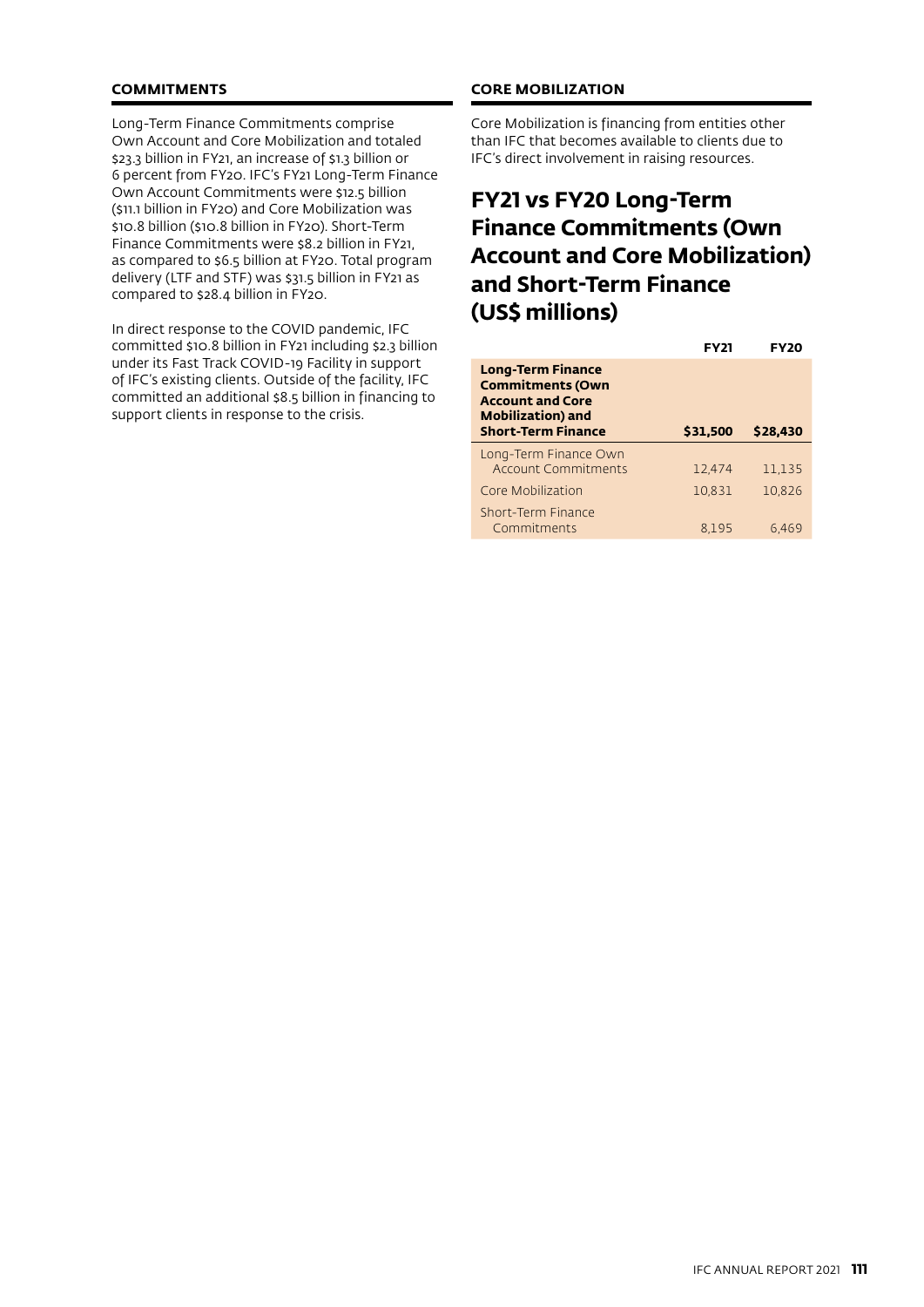## COMMITMENTS

Long-Term Finance Commitments comprise Own Account and Core Mobilization and totaled $23.3 billion in FY21, an increase of $1.3 billion or 6 percent from FY20. IFC's FY21 Long-Term Finance Own Account Commitments were $12.5 billion ($11.1 billion in FY20) and Core Mobilization was $10.8 billion ($10.8 billion in FY20). Short-Term Finance Commitments were $8.2 billion in FY21, as compared to $6.5 billion at FY20. Total program delivery (LTF and STF) was $31.5 billion in FY21 as compared to $28.4 billion in FY20.

In direct response to the COVID pandemic, IFC committed $10.8 billion in FY21 including $2.3 billion under its Fast Track COVID-19 Facility in support of IFC's existing clients. Outside of the facility, IFC committed an additional $8.5 billion in financing to support clients in response to the crisis.

## CORE MOBILIZATION

Core Mobilization is financing from entities other than IFC that becomes available to clients due to IFC's direct involvement in raising resources.

## FY21 vs FY20 Long-Term Finance Commitments (Own Account and Core Mobilization) and Short-Term Finance (US$ millions)

| | FY21 | FY20 |
|---|---|---|
| **Long-Term Finance Commitments (Own Account and Core Mobilization) and Short-Term Finance** | **$31,500** | **$28,430** |
| Long-Term Finance Own Account Commitments | 12,474 | 11,135 |
| Core Mobilization | 10,831 | 10,826 |
| Short-Term Finance Commitments | 8,195 | 6,469 |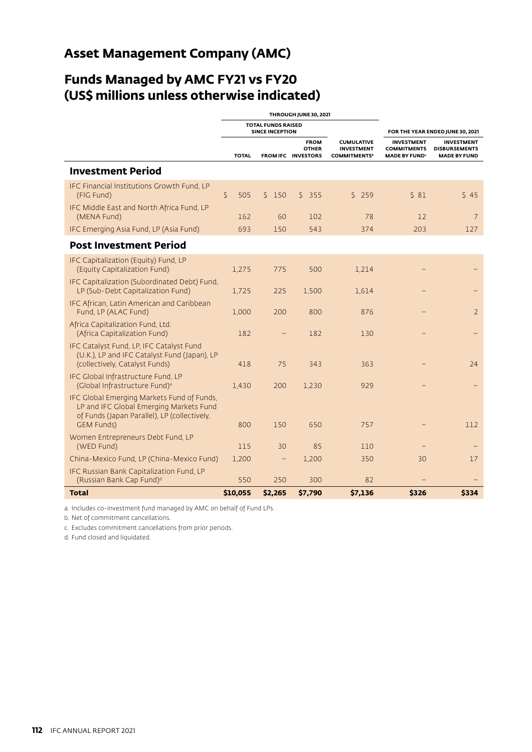# Asset Management Company (AMC)

## Funds Managed by AMC FY21 vs FY20 (US$ millions unless otherwise indicated)

| | THROUGH JUNE 30, 2021 | | | | FOR THE YEAR ENDED JUNE 30, 2021 | |
|---|---|---|---|---|---|---|
| | TOTAL FUNDS RAISED SINCE INCEPTION | | | | | |
| | TOTAL | FROM IFC | FROM OTHER INVESTORS | CUMULATIVE INVESTMENT COMMITMENTS[b] | INVESTMENT COMMITMENTS MADE BY FUND[c] | INVESTMENT DISBURSEMENTS MADE BY FUND |
| **Investment Period** | | | | | | |
| IFC Financial Institutions Growth Fund, LP (FIG Fund) | $ 505 | $ 150 | $ 355 | $ 259 | $ 81 | $ 45 |
| IFC Middle East and North Africa Fund, LP (MENA Fund) | 162 | 60 | 102 | 78 | 12 | 7 |
| IFC Emerging Asia Fund, LP (Asia Fund) | 693 | 150 | 543 | 374 | 203 | 127 |
| **Post Investment Period** | | | | | | |
| IFC Capitalization (Equity) Fund, LP (Equity Capitalization Fund) | 1,275 | 775 | 500 | 1,214 | – | – |
| IFC Capitalization (Subordinated Debt) Fund, LP (Sub-Debt Capitalization Fund) | 1,725 | 225 | 1,500 | 1,614 | – | – |
| IFC African, Latin American and Caribbean Fund, LP (ALAC Fund) | 1,000 | 200 | 800 | 876 | – | 2 |
| Africa Capitalization Fund, Ltd. (Africa Capitalization Fund) | 182 | – | 182 | 130 | – | – |
| IFC Catalyst Fund, LP, IFC Catalyst Fund (U.K.), LP and IFC Catalyst Fund (Japan), LP (collectively, Catalyst Funds) | 418 | 75 | 343 | 363 | – | 24 |
| IFC Global Infrastructure Fund, LP (Global Infrastructure Fund)[a] | 1,430 | 200 | 1,230 | 929 | – | – |
| IFC Global Emerging Markets Fund of Funds, LP and IFC Global Emerging Markets Fund of Funds (Japan Parallel), LP (collectively, GEM Funds) | 800 | 150 | 650 | 757 | – | 112 |
| Women Entrepreneurs Debt Fund, LP (WED Fund) | 115 | 30 | 85 | 110 | – | – |
| China-Mexico Fund, LP (China-Mexico Fund) | 1,200 | – | 1,200 | 350 | 30 | 17 |
| IFC Russian Bank Capitalization Fund, LP (Russian Bank Cap Fund)[d] | 550 | 250 | 300 | 82 | – | – |
| **Total** | **$10,055** | **$2,265** | **$7,790** | **$7,136** | **$326** | **$334** |

a. Includes co-investment fund managed by AMC on behalf of Fund LPs.

b. Net of commitment cancellations.

c. Excludes commitment cancellations from prior periods.

d. Fund closed and liquidated.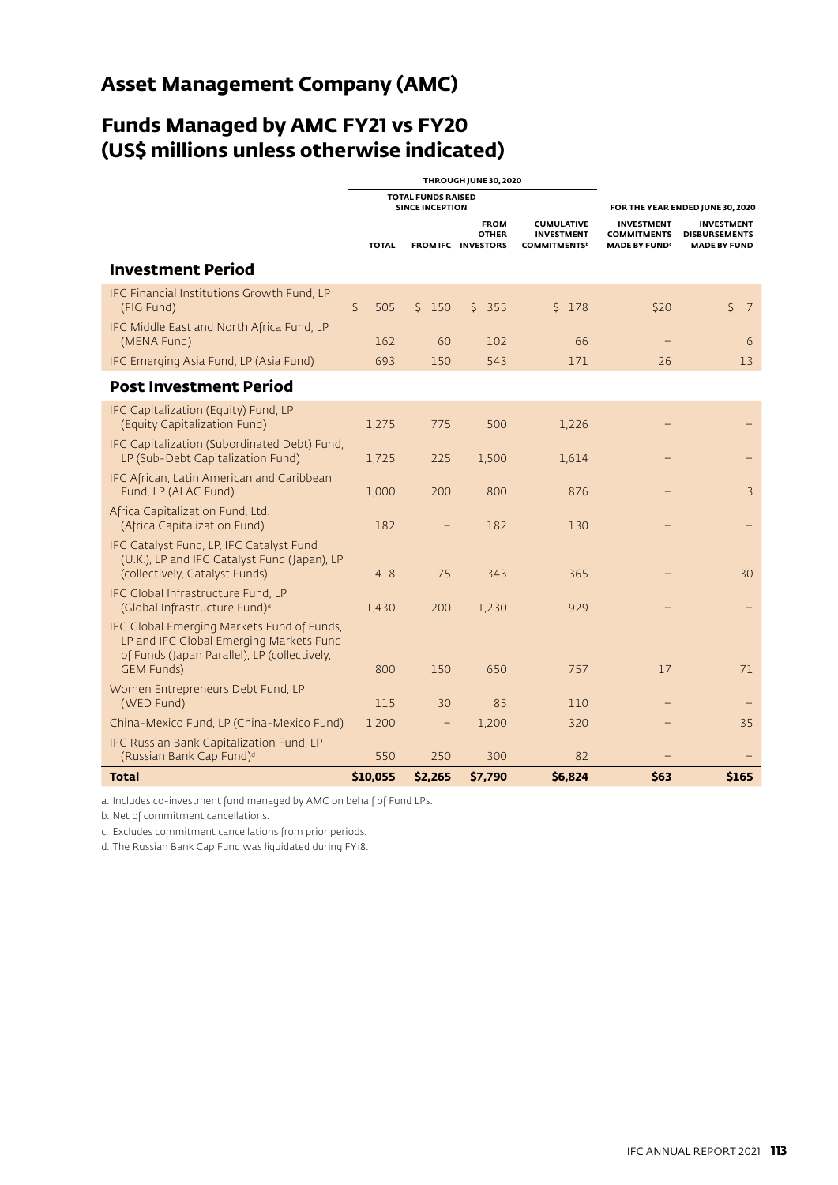# Asset Management Company (AMC)

## Funds Managed by AMC FY21 vs FY20 (US$ millions unless otherwise indicated)

| | THROUGH JUNE 30, 2020 | | | | FOR THE YEAR ENDED JUNE 30, 2020 | |
|---|---|---|---|---|---|---|
| | TOTAL FUNDS RAISED SINCE INCEPTION | | | | | |
| | TOTAL | FROM IFC | FROM OTHER INVESTORS | CUMULATIVE INVESTMENT COMMITMENTS[b] | INVESTMENT COMMITMENTS MADE BY FUND[c] | INVESTMENT DISBURSEMENTS MADE BY FUND |
| **Investment Period** | | | | | | |
| IFC Financial Institutions Growth Fund, LP (FIG Fund) | $ 505 | $ 150 | $ 355 | $ 178 | $20 | $ 7 |
| IFC Middle East and North Africa Fund, LP (MENA Fund) | 162 | 60 | 102 | 66 | – | 6 |
| IFC Emerging Asia Fund, LP (Asia Fund) | 693 | 150 | 543 | 171 | 26 | 13 |
| **Post Investment Period** | | | | | | |
| IFC Capitalization (Equity) Fund, LP (Equity Capitalization Fund) | 1,275 | 775 | 500 | 1,226 | – | – |
| IFC Capitalization (Subordinated Debt) Fund, LP (Sub-Debt Capitalization Fund) | 1,725 | 225 | 1,500 | 1,614 | – | – |
| IFC African, Latin American and Caribbean Fund, LP (ALAC Fund) | 1,000 | 200 | 800 | 876 | – | 3 |
| Africa Capitalization Fund, Ltd. (Africa Capitalization Fund) | 182 | – | 182 | 130 | – | – |
| IFC Catalyst Fund, LP, IFC Catalyst Fund (U.K.), LP and IFC Catalyst Fund (Japan), LP (collectively, Catalyst Funds) | 418 | 75 | 343 | 365 | – | 30 |
| IFC Global Infrastructure Fund, LP (Global Infrastructure Fund)[a] | 1,430 | 200 | 1,230 | 929 | – | – |
| IFC Global Emerging Markets Fund of Funds, LP and IFC Global Emerging Markets Fund of Funds (Japan Parallel), LP (collectively, GEM Funds) | 800 | 150 | 650 | 757 | 17 | 71 |
| Women Entrepreneurs Debt Fund, LP (WED Fund) | 115 | 30 | 85 | 110 | – | – |
| China-Mexico Fund, LP (China-Mexico Fund) | 1,200 | – | 1,200 | 320 | – | 35 |
| IFC Russian Bank Capitalization Fund, LP (Russian Bank Cap Fund)[d] | 550 | 250 | 300 | 82 | – | – |
| **Total** | **$10,055** | **$2,265** | **$7,790** | **$6,824** | **$63** | **$165** |

a. Includes co-investment fund managed by AMC on behalf of Fund LPs.

b. Net of commitment cancellations.

c. Excludes commitment cancellations from prior periods.

d. The Russian Bank Cap Fund was liquidated during FY18.